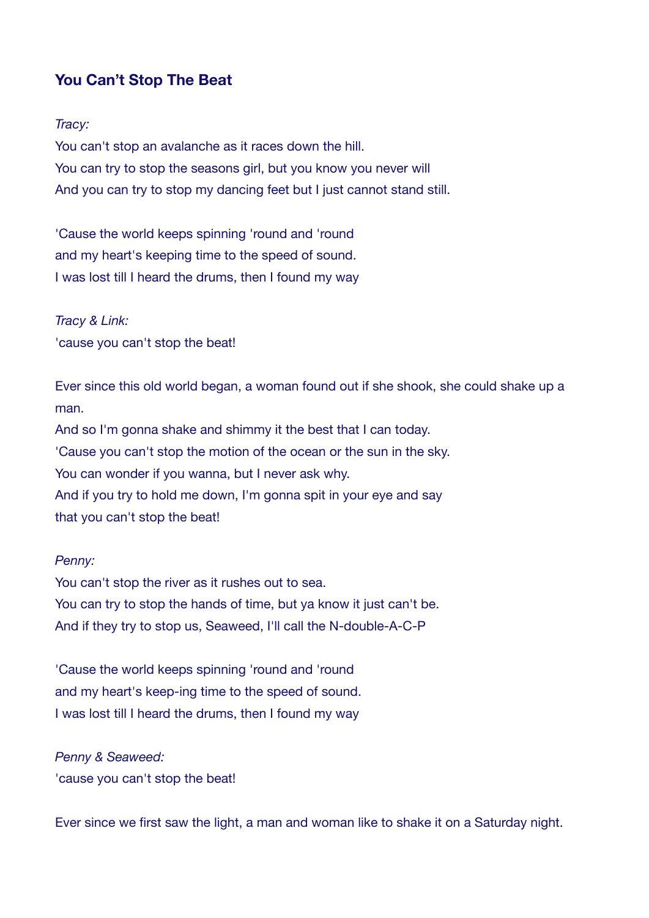## You Can't Stop The Beat

*Tracy:*

You can't stop an avalanche as it races down the hill.
You can try to stop the seasons girl, but you know you never will
And you can try to stop my dancing feet but I just cannot stand still.

'Cause the world keeps spinning 'round and 'round
and my heart's keeping time to the speed of sound.
I was lost till I heard the drums, then I found my way

*Tracy & Link:*

'cause you can't stop the beat!

Ever since this old world began, a woman found out if she shook, she could shake up a man.
And so I'm gonna shake and shimmy it the best that I can today.
'Cause you can't stop the motion of the ocean or the sun in the sky.
You can wonder if you wanna, but I never ask why.
And if you try to hold me down, I'm gonna spit in your eye and say
that you can't stop the beat!

*Penny:*

You can't stop the river as it rushes out to sea.
You can try to stop the hands of time, but ya know it just can't be.
And if they try to stop us, Seaweed, I'll call the N-double-A-C-P

'Cause the world keeps spinning 'round and 'round
and my heart's keep-ing time to the speed of sound.
I was lost till I heard the drums, then I found my way

*Penny & Seaweed:*

'cause you can't stop the beat!

Ever since we first saw the light, a man and woman like to shake it on a Saturday night.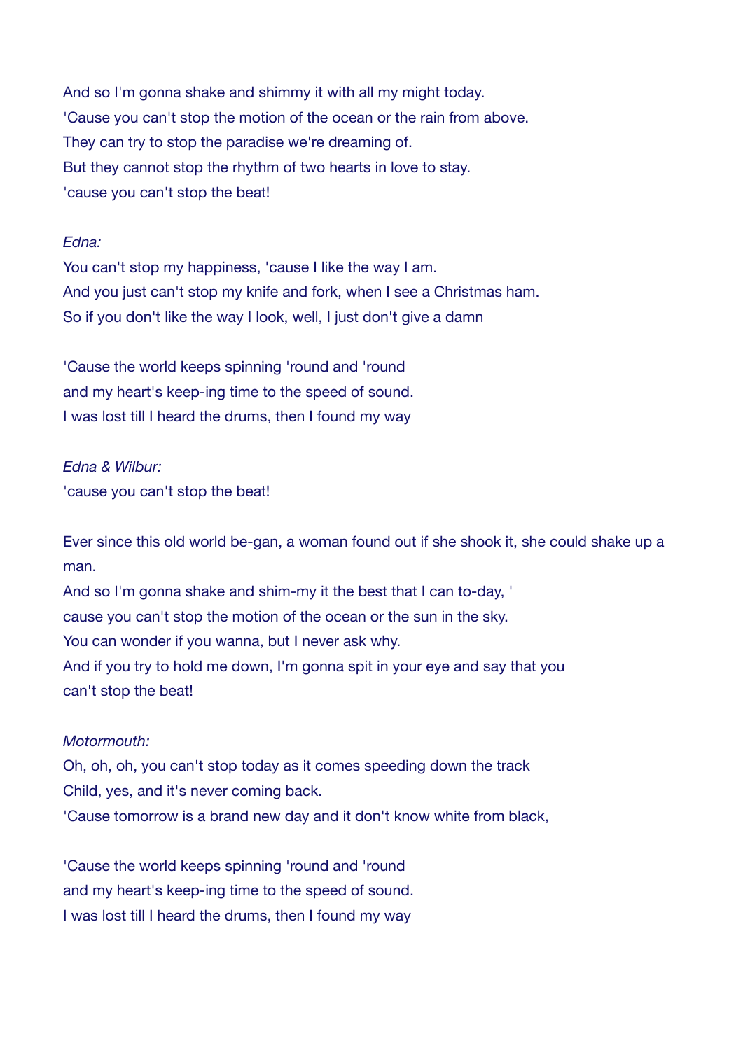And so I'm gonna shake and shimmy it with all my might today.
'Cause you can't stop the motion of the ocean or the rain from above.
They can try to stop the paradise we're dreaming of.
But they cannot stop the rhythm of two hearts in love to stay.
'cause you can't stop the beat!

*Edna:*
You can't stop my happiness, 'cause I like the way I am.
And you just can't stop my knife and fork, when I see a Christmas ham.
So if you don't like the way I look, well, I just don't give a damn

'Cause the world keeps spinning 'round and 'round
and my heart's keep-ing time to the speed of sound.
I was lost till I heard the drums, then I found my way

*Edna & Wilbur:*
'cause you can't stop the beat!

Ever since this old world be-gan, a woman found out if she shook it, she could shake up a man.
And so I'm gonna shake and shim-my it the best that I can to-day, '
cause you can't stop the motion of the ocean or the sun in the sky.
You can wonder if you wanna, but I never ask why.
And if you try to hold me down, I'm gonna spit in your eye and say that you
can't stop the beat!

*Motormouth:*
Oh, oh, oh, you can't stop today as it comes speeding down the track
Child, yes, and it's never coming back.
'Cause tomorrow is a brand new day and it don't know white from black,

'Cause the world keeps spinning 'round and 'round
and my heart's keep-ing time to the speed of sound.
I was lost till I heard the drums, then I found my way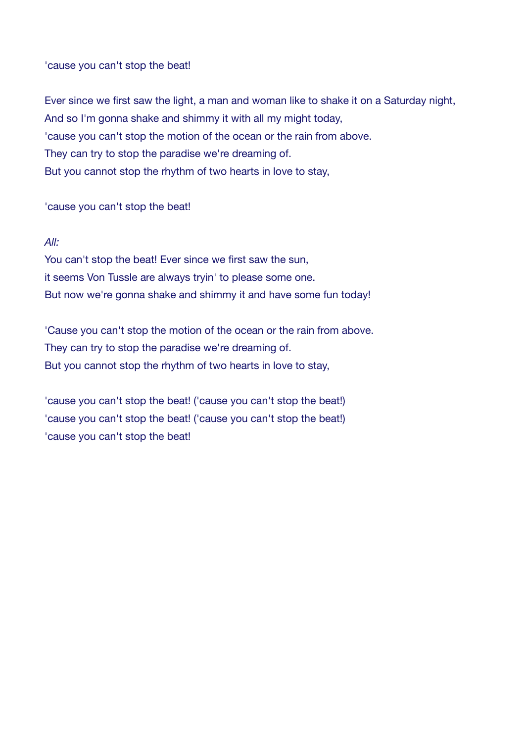'cause you can't stop the beat!

Ever since we first saw the light, a man and woman like to shake it on a Saturday night,
And so I'm gonna shake and shimmy it with all my might today,
'cause you can't stop the motion of the ocean or the rain from above.
They can try to stop the paradise we're dreaming of.
But you cannot stop the rhythm of two hearts in love to stay,

'cause you can't stop the beat!

*All:*
You can't stop the beat! Ever since we first saw the sun,
it seems Von Tussle are always tryin' to please some one.
But now we're gonna shake and shimmy it and have some fun today!

'Cause you can't stop the motion of the ocean or the rain from above.
They can try to stop the paradise we're dreaming of.
But you cannot stop the rhythm of two hearts in love to stay,

'cause you can't stop the beat! ('cause you can't stop the beat!)
'cause you can't stop the beat! ('cause you can't stop the beat!)
'cause you can't stop the beat!